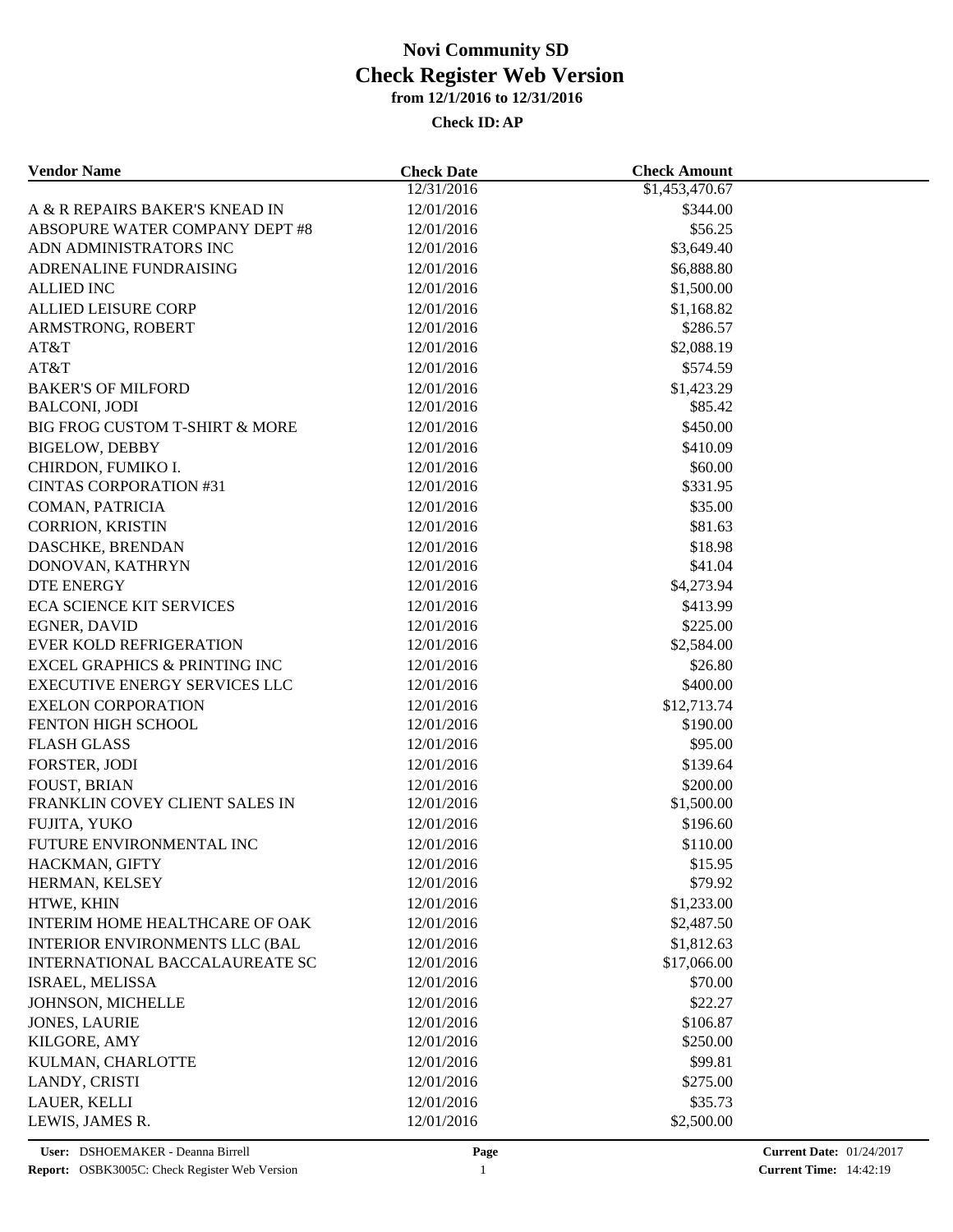# Novi Community SD
## Check Register Web Version
### from 12/1/2016 to 12/31/2016

**Check ID: AP**

| Vendor Name | Check Date | Check Amount |
|---|---|---|
| | 12/31/2016 | \$1,453,470.67 |
| A & R REPAIRS BAKER'S KNEAD IN | 12/01/2016 | \$344.00 |
| ABSOPURE WATER COMPANY DEPT #8 | 12/01/2016 | \$56.25 |
| ADN ADMINISTRATORS INC | 12/01/2016 | \$3,649.40 |
| ADRENALINE FUNDRAISING | 12/01/2016 | \$6,888.80 |
| ALLIED INC | 12/01/2016 | \$1,500.00 |
| ALLIED LEISURE CORP | 12/01/2016 | \$1,168.82 |
| ARMSTRONG, ROBERT | 12/01/2016 | \$286.57 |
| AT&T | 12/01/2016 | \$2,088.19 |
| AT&T | 12/01/2016 | \$574.59 |
| BAKER'S OF MILFORD | 12/01/2016 | \$1,423.29 |
| BALCONI, JODI | 12/01/2016 | \$85.42 |
| BIG FROG CUSTOM T-SHIRT & MORE | 12/01/2016 | \$450.00 |
| BIGELOW, DEBBY | 12/01/2016 | \$410.09 |
| CHIRDON, FUMIKO I. | 12/01/2016 | \$60.00 |
| CINTAS CORPORATION #31 | 12/01/2016 | \$331.95 |
| COMAN, PATRICIA | 12/01/2016 | \$35.00 |
| CORRION, KRISTIN | 12/01/2016 | \$81.63 |
| DASCHKE, BRENDAN | 12/01/2016 | \$18.98 |
| DONOVAN, KATHRYN | 12/01/2016 | \$41.04 |
| DTE ENERGY | 12/01/2016 | \$4,273.94 |
| ECA SCIENCE KIT SERVICES | 12/01/2016 | \$413.99 |
| EGNER, DAVID | 12/01/2016 | \$225.00 |
| EVER KOLD REFRIGERATION | 12/01/2016 | \$2,584.00 |
| EXCEL GRAPHICS & PRINTING INC | 12/01/2016 | \$26.80 |
| EXECUTIVE ENERGY SERVICES LLC | 12/01/2016 | \$400.00 |
| EXELON CORPORATION | 12/01/2016 | \$12,713.74 |
| FENTON HIGH SCHOOL | 12/01/2016 | \$190.00 |
| FLASH GLASS | 12/01/2016 | \$95.00 |
| FORSTER, JODI | 12/01/2016 | \$139.64 |
| FOUST, BRIAN | 12/01/2016 | \$200.00 |
| FRANKLIN COVEY CLIENT SALES IN | 12/01/2016 | \$1,500.00 |
| FUJITA, YUKO | 12/01/2016 | \$196.60 |
| FUTURE ENVIRONMENTAL INC | 12/01/2016 | \$110.00 |
| HACKMAN, GIFTY | 12/01/2016 | \$15.95 |
| HERMAN, KELSEY | 12/01/2016 | \$79.92 |
| HTWE, KHIN | 12/01/2016 | \$1,233.00 |
| INTERIM HOME HEALTHCARE OF OAK | 12/01/2016 | \$2,487.50 |
| INTERIOR ENVIRONMENTS LLC (BAL | 12/01/2016 | \$1,812.63 |
| INTERNATIONAL BACCALAUREATE SC | 12/01/2016 | \$17,066.00 |
| ISRAEL, MELISSA | 12/01/2016 | \$70.00 |
| JOHNSON, MICHELLE | 12/01/2016 | \$22.27 |
| JONES, LAURIE | 12/01/2016 | \$106.87 |
| KILGORE, AMY | 12/01/2016 | \$250.00 |
| KULMAN, CHARLOTTE | 12/01/2016 | \$99.81 |
| LANDY, CRISTI | 12/01/2016 | \$275.00 |
| LAUER, KELLI | 12/01/2016 | \$35.73 |
| LEWIS, JAMES R. | 12/01/2016 | \$2,500.00 |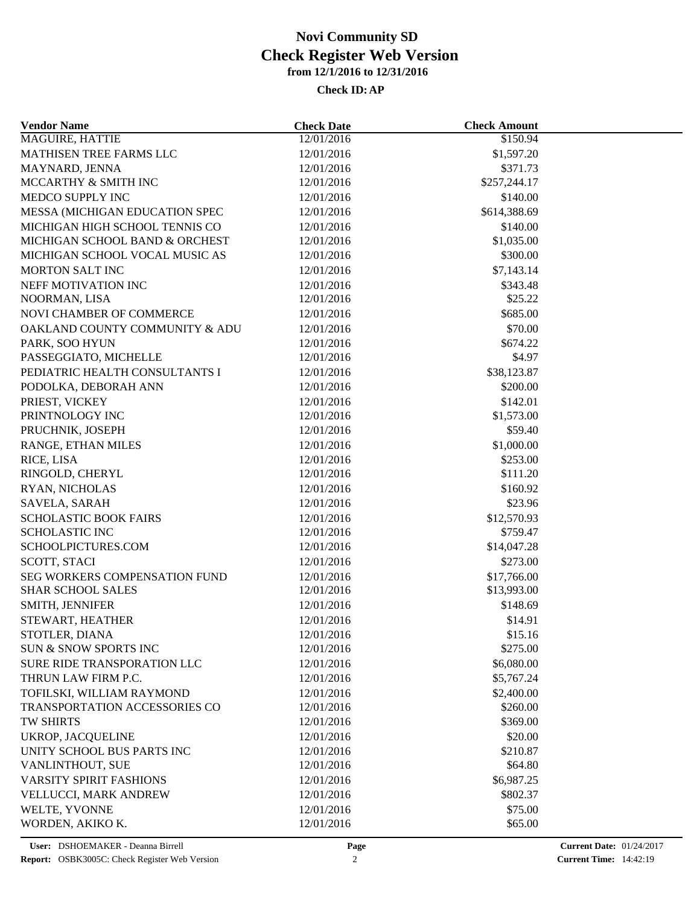# Novi Community SD
## Check Register Web Version
### from 12/1/2016 to 12/31/2016

**Check ID: AP**

| Vendor Name | Check Date | Check Amount |
|---|---|---|
| MAGUIRE, HATTIE | 12/01/2016 | $150.94 |
| MATHISEN TREE FARMS LLC | 12/01/2016 | $1,597.20 |
| MAYNARD, JENNA | 12/01/2016 | $371.73 |
| MCCARTHY & SMITH INC | 12/01/2016 | $257,244.17 |
| MEDCO SUPPLY INC | 12/01/2016 | $140.00 |
| MESSA (MICHIGAN EDUCATION SPEC | 12/01/2016 | $614,388.69 |
| MICHIGAN HIGH SCHOOL TENNIS CO | 12/01/2016 | $140.00 |
| MICHIGAN SCHOOL BAND & ORCHEST | 12/01/2016 | $1,035.00 |
| MICHIGAN SCHOOL VOCAL MUSIC AS | 12/01/2016 | $300.00 |
| MORTON SALT INC | 12/01/2016 | $7,143.14 |
| NEFF MOTIVATION INC | 12/01/2016 | $343.48 |
| NOORMAN, LISA | 12/01/2016 | $25.22 |
| NOVI CHAMBER OF COMMERCE | 12/01/2016 | $685.00 |
| OAKLAND COUNTY COMMUNITY & ADU | 12/01/2016 | $70.00 |
| PARK, SOO HYUN | 12/01/2016 | $674.22 |
| PASSEGGIATO, MICHELLE | 12/01/2016 | $4.97 |
| PEDIATRIC HEALTH CONSULTANTS I | 12/01/2016 | $38,123.87 |
| PODOLKA, DEBORAH ANN | 12/01/2016 | $200.00 |
| PRIEST, VICKEY | 12/01/2016 | $142.01 |
| PRINTNOLOGY INC | 12/01/2016 | $1,573.00 |
| PRUCHNIK, JOSEPH | 12/01/2016 | $59.40 |
| RANGE, ETHAN MILES | 12/01/2016 | $1,000.00 |
| RICE, LISA | 12/01/2016 | $253.00 |
| RINGOLD, CHERYL | 12/01/2016 | $111.20 |
| RYAN, NICHOLAS | 12/01/2016 | $160.92 |
| SAVELA, SARAH | 12/01/2016 | $23.96 |
| SCHOLASTIC BOOK FAIRS | 12/01/2016 | $12,570.93 |
| SCHOLASTIC INC | 12/01/2016 | $759.47 |
| SCHOOLPICTURES.COM | 12/01/2016 | $14,047.28 |
| SCOTT, STACI | 12/01/2016 | $273.00 |
| SEG WORKERS COMPENSATION FUND | 12/01/2016 | $17,766.00 |
| SHAR SCHOOL SALES | 12/01/2016 | $13,993.00 |
| SMITH, JENNIFER | 12/01/2016 | $148.69 |
| STEWART, HEATHER | 12/01/2016 | $14.91 |
| STOTLER, DIANA | 12/01/2016 | $15.16 |
| SUN & SNOW SPORTS INC | 12/01/2016 | $275.00 |
| SURE RIDE TRANSPORTATION LLC | 12/01/2016 | $6,080.00 |
| THRUN LAW FIRM P.C. | 12/01/2016 | $5,767.24 |
| TOFILSKI, WILLIAM RAYMOND | 12/01/2016 | $2,400.00 |
| TRANSPORTATION ACCESSORIES CO | 12/01/2016 | $260.00 |
| TW SHIRTS | 12/01/2016 | $369.00 |
| UKROP, JACQUELINE | 12/01/2016 | $20.00 |
| UNITY SCHOOL BUS PARTS INC | 12/01/2016 | $210.87 |
| VANLINTHOUT, SUE | 12/01/2016 | $64.80 |
| VARSITY SPIRIT FASHIONS | 12/01/2016 | $6,987.25 |
| VELLUCCI, MARK ANDREW | 12/01/2016 | $802.37 |
| WELTE, YVONNE | 12/01/2016 | $75.00 |
| WORDEN, AKIKO K. | 12/01/2016 | $65.00 |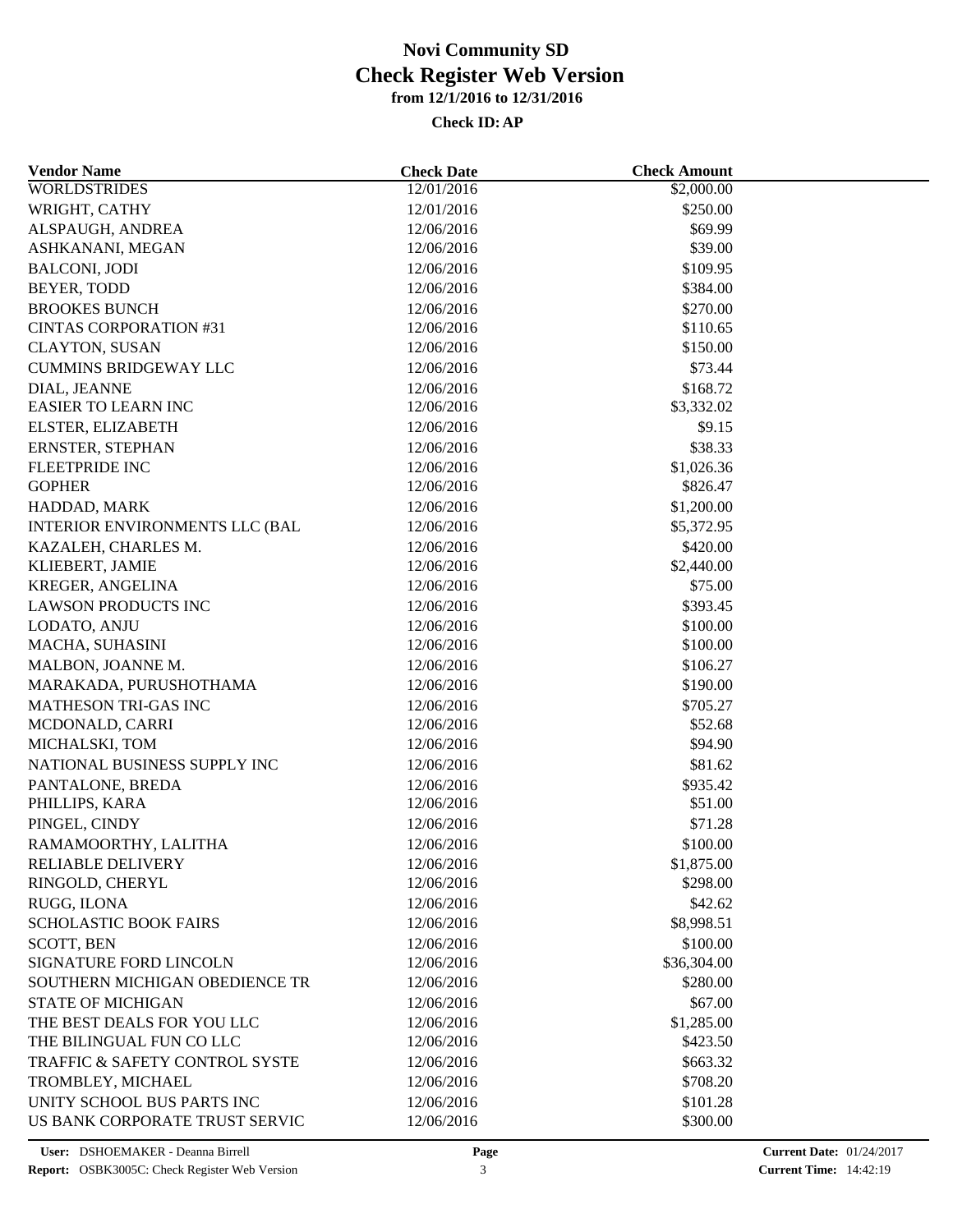# Novi Community SD
## Check Register Web Version
### from 12/1/2016 to 12/31/2016

**Check ID: AP**

| Vendor Name | Check Date | Check Amount |
|---|---|---|
| WORLDSTRIDES | 12/01/2016 | $2,000.00 |
| WRIGHT, CATHY | 12/01/2016 | $250.00 |
| ALSPAUGH, ANDREA | 12/06/2016 | $69.99 |
| ASHKANANI, MEGAN | 12/06/2016 | $39.00 |
| BALCONI, JODI | 12/06/2016 | $109.95 |
| BEYER, TODD | 12/06/2016 | $384.00 |
| BROOKES BUNCH | 12/06/2016 | $270.00 |
| CINTAS CORPORATION #31 | 12/06/2016 | $110.65 |
| CLAYTON, SUSAN | 12/06/2016 | $150.00 |
| CUMMINS BRIDGEWAY LLC | 12/06/2016 | $73.44 |
| DIAL, JEANNE | 12/06/2016 | $168.72 |
| EASIER TO LEARN INC | 12/06/2016 | $3,332.02 |
| ELSTER, ELIZABETH | 12/06/2016 | $9.15 |
| ERNSTER, STEPHAN | 12/06/2016 | $38.33 |
| FLEETPRIDE INC | 12/06/2016 | $1,026.36 |
| GOPHER | 12/06/2016 | $826.47 |
| HADDAD, MARK | 12/06/2016 | $1,200.00 |
| INTERIOR ENVIRONMENTS LLC (BAL | 12/06/2016 | $5,372.95 |
| KAZALEH, CHARLES M. | 12/06/2016 | $420.00 |
| KLIEBERT, JAMIE | 12/06/2016 | $2,440.00 |
| KREGER, ANGELINA | 12/06/2016 | $75.00 |
| LAWSON PRODUCTS INC | 12/06/2016 | $393.45 |
| LODATO, ANJU | 12/06/2016 | $100.00 |
| MACHA, SUHASINI | 12/06/2016 | $100.00 |
| MALBON, JOANNE M. | 12/06/2016 | $106.27 |
| MARAKADA, PURUSHOTHAMA | 12/06/2016 | $190.00 |
| MATHESON TRI-GAS INC | 12/06/2016 | $705.27 |
| MCDONALD, CARRI | 12/06/2016 | $52.68 |
| MICHALSKI, TOM | 12/06/2016 | $94.90 |
| NATIONAL BUSINESS SUPPLY INC | 12/06/2016 | $81.62 |
| PANTALONE, BREDA | 12/06/2016 | $935.42 |
| PHILLIPS, KARA | 12/06/2016 | $51.00 |
| PINGEL, CINDY | 12/06/2016 | $71.28 |
| RAMAMOORTHY, LALITHA | 12/06/2016 | $100.00 |
| RELIABLE DELIVERY | 12/06/2016 | $1,875.00 |
| RINGOLD, CHERYL | 12/06/2016 | $298.00 |
| RUGG, ILONA | 12/06/2016 | $42.62 |
| SCHOLASTIC BOOK FAIRS | 12/06/2016 | $8,998.51 |
| SCOTT, BEN | 12/06/2016 | $100.00 |
| SIGNATURE FORD LINCOLN | 12/06/2016 | $36,304.00 |
| SOUTHERN MICHIGAN OBEDIENCE TR | 12/06/2016 | $280.00 |
| STATE OF MICHIGAN | 12/06/2016 | $67.00 |
| THE BEST DEALS FOR YOU LLC | 12/06/2016 | $1,285.00 |
| THE BILINGUAL FUN CO LLC | 12/06/2016 | $423.50 |
| TRAFFIC & SAFETY CONTROL SYSTE | 12/06/2016 | $663.32 |
| TROMBLEY, MICHAEL | 12/06/2016 | $708.20 |
| UNITY SCHOOL BUS PARTS INC | 12/06/2016 | $101.28 |
| US BANK CORPORATE TRUST SERVIC | 12/06/2016 | $300.00 |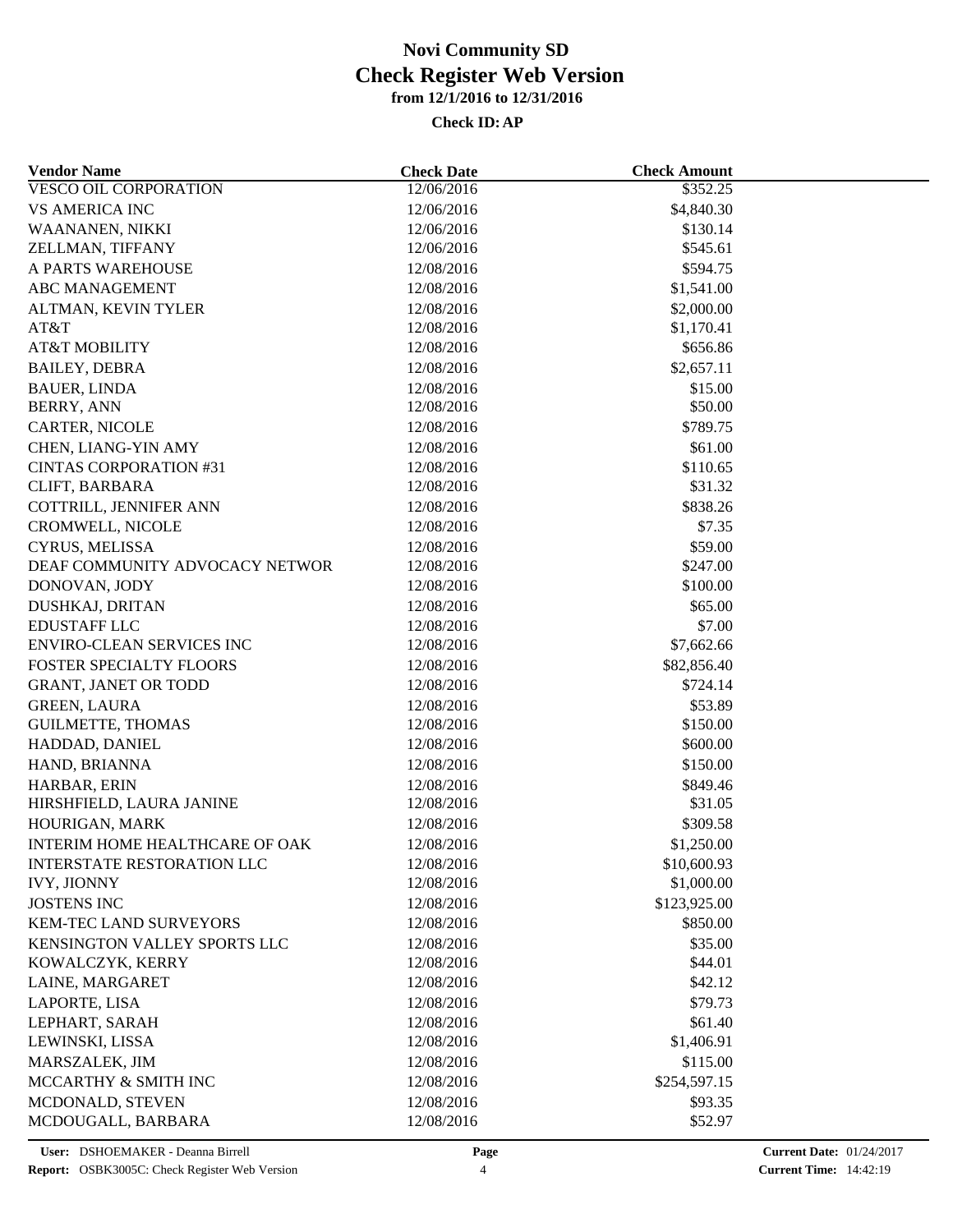# Novi Community SD
## Check Register Web Version
### from 12/1/2016 to 12/31/2016

**Check ID: AP**

| Vendor Name | Check Date | Check Amount |
|---|---|---|
| VESCO OIL CORPORATION | 12/06/2016 | $352.25 |
| VS AMERICA INC | 12/06/2016 | $4,840.30 |
| WAANANEN, NIKKI | 12/06/2016 | $130.14 |
| ZELLMAN, TIFFANY | 12/06/2016 | $545.61 |
| A PARTS WAREHOUSE | 12/08/2016 | $594.75 |
| ABC MANAGEMENT | 12/08/2016 | $1,541.00 |
| ALTMAN, KEVIN TYLER | 12/08/2016 | $2,000.00 |
| AT&T | 12/08/2016 | $1,170.41 |
| AT&T MOBILITY | 12/08/2016 | $656.86 |
| BAILEY, DEBRA | 12/08/2016 | $2,657.11 |
| BAUER, LINDA | 12/08/2016 | $15.00 |
| BERRY, ANN | 12/08/2016 | $50.00 |
| CARTER, NICOLE | 12/08/2016 | $789.75 |
| CHEN, LIANG-YIN AMY | 12/08/2016 | $61.00 |
| CINTAS CORPORATION #31 | 12/08/2016 | $110.65 |
| CLIFT, BARBARA | 12/08/2016 | $31.32 |
| COTTRILL, JENNIFER ANN | 12/08/2016 | $838.26 |
| CROMWELL, NICOLE | 12/08/2016 | $7.35 |
| CYRUS, MELISSA | 12/08/2016 | $59.00 |
| DEAF COMMUNITY ADVOCACY NETWOR | 12/08/2016 | $247.00 |
| DONOVAN, JODY | 12/08/2016 | $100.00 |
| DUSHKAJ, DRITAN | 12/08/2016 | $65.00 |
| EDUSTAFF LLC | 12/08/2016 | $7.00 |
| ENVIRO-CLEAN SERVICES INC | 12/08/2016 | $7,662.66 |
| FOSTER SPECIALTY FLOORS | 12/08/2016 | $82,856.40 |
| GRANT, JANET OR TODD | 12/08/2016 | $724.14 |
| GREEN, LAURA | 12/08/2016 | $53.89 |
| GUILMETTE, THOMAS | 12/08/2016 | $150.00 |
| HADDAD, DANIEL | 12/08/2016 | $600.00 |
| HAND, BRIANNA | 12/08/2016 | $150.00 |
| HARBAR, ERIN | 12/08/2016 | $849.46 |
| HIRSHFIELD, LAURA JANINE | 12/08/2016 | $31.05 |
| HOURIGAN, MARK | 12/08/2016 | $309.58 |
| INTERIM HOME HEALTHCARE OF OAK | 12/08/2016 | $1,250.00 |
| INTERSTATE RESTORATION LLC | 12/08/2016 | $10,600.93 |
| IVY, JIONNY | 12/08/2016 | $1,000.00 |
| JOSTENS INC | 12/08/2016 | $123,925.00 |
| KEM-TEC LAND SURVEYORS | 12/08/2016 | $850.00 |
| KENSINGTON VALLEY SPORTS LLC | 12/08/2016 | $35.00 |
| KOWALCZYK, KERRY | 12/08/2016 | $44.01 |
| LAINE, MARGARET | 12/08/2016 | $42.12 |
| LAPORTE, LISA | 12/08/2016 | $79.73 |
| LEPHART, SARAH | 12/08/2016 | $61.40 |
| LEWINSKI, LISSA | 12/08/2016 | $1,406.91 |
| MARSZALEK, JIM | 12/08/2016 | $115.00 |
| MCCARTHY & SMITH INC | 12/08/2016 | $254,597.15 |
| MCDONALD, STEVEN | 12/08/2016 | $93.35 |
| MCDOUGALL, BARBARA | 12/08/2016 | $52.97 |

User: DSHOEMAKER - Deanna Birrell
Report: OSBK3005C: Check Register Web Version
Current Date: 01/24/2017
Current Time: 14:42:19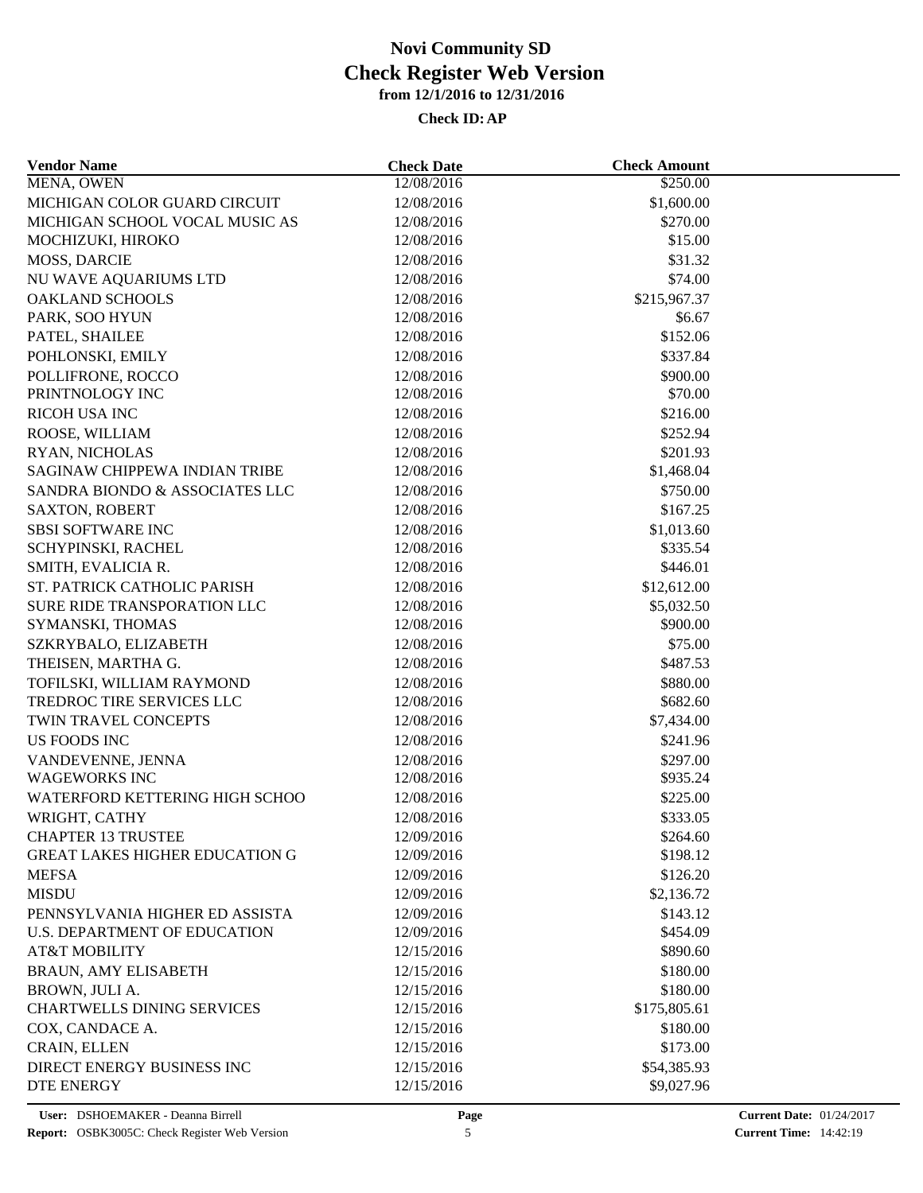# Novi Community SD
## Check Register Web Version
### from 12/1/2016 to 12/31/2016

**Check ID: AP**

| Vendor Name | Check Date | Check Amount |
|---|---|---|
| MENA, OWEN | 12/08/2016 | $250.00 |
| MICHIGAN COLOR GUARD CIRCUIT | 12/08/2016 | $1,600.00 |
| MICHIGAN SCHOOL VOCAL MUSIC AS | 12/08/2016 | $270.00 |
| MOCHIZUKI, HIROKO | 12/08/2016 | $15.00 |
| MOSS, DARCIE | 12/08/2016 | $31.32 |
| NU WAVE AQUARIUMS LTD | 12/08/2016 | $74.00 |
| OAKLAND SCHOOLS | 12/08/2016 | $215,967.37 |
| PARK, SOO HYUN | 12/08/2016 | $6.67 |
| PATEL, SHAILEE | 12/08/2016 | $152.06 |
| POHLONSKI, EMILY | 12/08/2016 | $337.84 |
| POLLIFRONE, ROCCO | 12/08/2016 | $900.00 |
| PRINTNOLOGY INC | 12/08/2016 | $70.00 |
| RICOH USA INC | 12/08/2016 | $216.00 |
| ROOSE, WILLIAM | 12/08/2016 | $252.94 |
| RYAN, NICHOLAS | 12/08/2016 | $201.93 |
| SAGINAW CHIPPEWA INDIAN TRIBE | 12/08/2016 | $1,468.04 |
| SANDRA BIONDO & ASSOCIATES LLC | 12/08/2016 | $750.00 |
| SAXTON, ROBERT | 12/08/2016 | $167.25 |
| SBSI SOFTWARE INC | 12/08/2016 | $1,013.60 |
| SCHYPINSKI, RACHEL | 12/08/2016 | $335.54 |
| SMITH, EVALICIA R. | 12/08/2016 | $446.01 |
| ST. PATRICK CATHOLIC PARISH | 12/08/2016 | $12,612.00 |
| SURE RIDE TRANSPORATION LLC | 12/08/2016 | $5,032.50 |
| SYMANSKI, THOMAS | 12/08/2016 | $900.00 |
| SZKRYBALO, ELIZABETH | 12/08/2016 | $75.00 |
| THEISEN, MARTHA G. | 12/08/2016 | $487.53 |
| TOFILSKI, WILLIAM RAYMOND | 12/08/2016 | $880.00 |
| TREDROC TIRE SERVICES LLC | 12/08/2016 | $682.60 |
| TWIN TRAVEL CONCEPTS | 12/08/2016 | $7,434.00 |
| US FOODS INC | 12/08/2016 | $241.96 |
| VANDEVENNE, JENNA | 12/08/2016 | $297.00 |
| WAGEWORKS INC | 12/08/2016 | $935.24 |
| WATERFORD KETTERING HIGH SCHOO | 12/08/2016 | $225.00 |
| WRIGHT, CATHY | 12/08/2016 | $333.05 |
| CHAPTER 13 TRUSTEE | 12/09/2016 | $264.60 |
| GREAT LAKES HIGHER EDUCATION G | 12/09/2016 | $198.12 |
| MEFSA | 12/09/2016 | $126.20 |
| MISDU | 12/09/2016 | $2,136.72 |
| PENNSYLVANIA HIGHER ED ASSISTA | 12/09/2016 | $143.12 |
| U.S. DEPARTMENT OF EDUCATION | 12/09/2016 | $454.09 |
| AT&T MOBILITY | 12/15/2016 | $890.60 |
| BRAUN, AMY ELISABETH | 12/15/2016 | $180.00 |
| BROWN, JULI A. | 12/15/2016 | $180.00 |
| CHARTWELLS DINING SERVICES | 12/15/2016 | $175,805.61 |
| COX, CANDACE A. | 12/15/2016 | $180.00 |
| CRAIN, ELLEN | 12/15/2016 | $173.00 |
| DIRECT ENERGY BUSINESS INC | 12/15/2016 | $54,385.93 |
| DTE ENERGY | 12/15/2016 | $9,027.96 |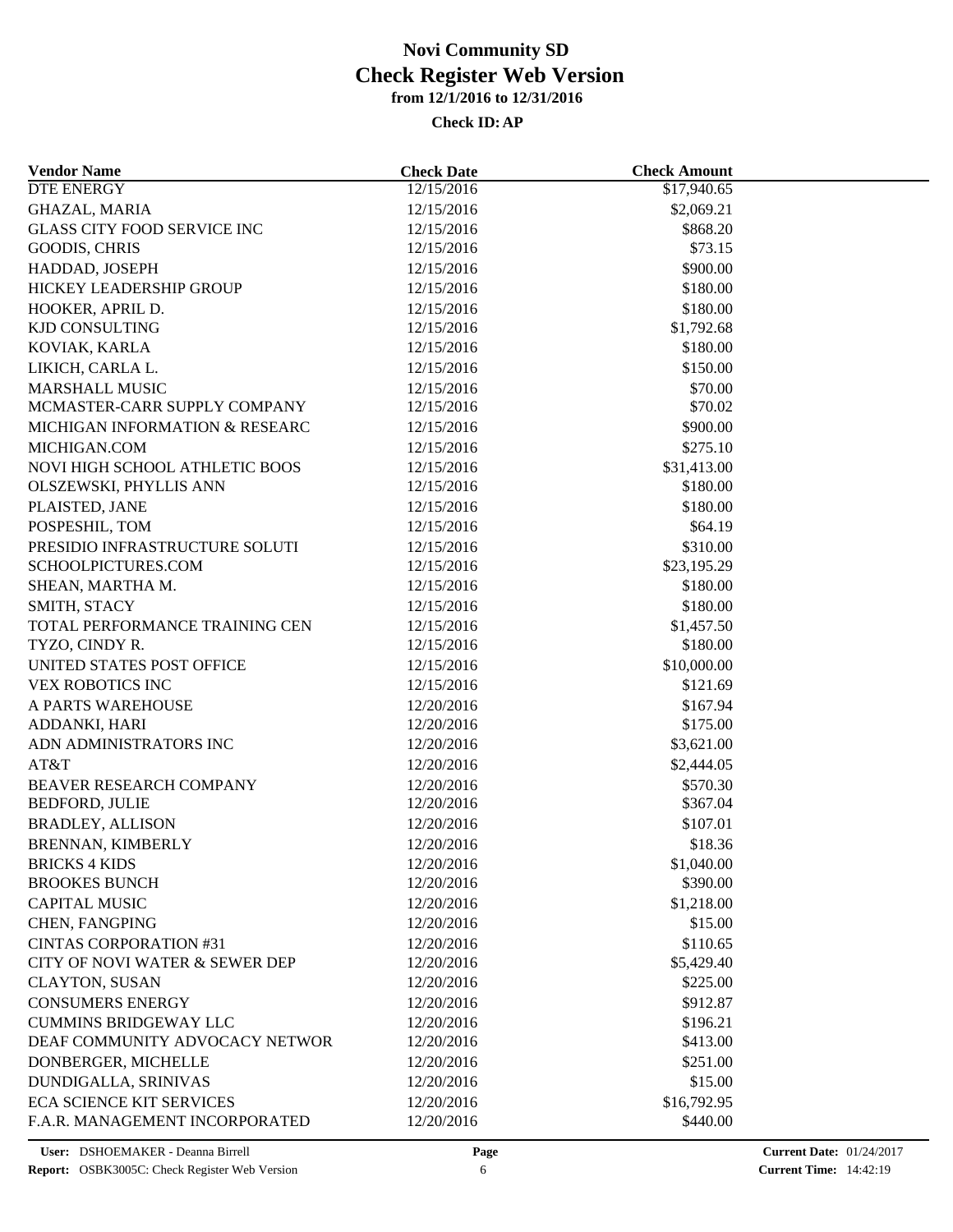# Novi Community SD
## Check Register Web Version
### from 12/1/2016 to 12/31/2016

**Check ID: AP**

| Vendor Name | Check Date | Check Amount |
|---|---|---|
| DTE ENERGY | 12/15/2016 | $17,940.65 |
| GHAZAL, MARIA | 12/15/2016 | $2,069.21 |
| GLASS CITY FOOD SERVICE INC | 12/15/2016 | $868.20 |
| GOODIS, CHRIS | 12/15/2016 | $73.15 |
| HADDAD, JOSEPH | 12/15/2016 | $900.00 |
| HICKEY LEADERSHIP GROUP | 12/15/2016 | $180.00 |
| HOOKER, APRIL D. | 12/15/2016 | $180.00 |
| KJD CONSULTING | 12/15/2016 | $1,792.68 |
| KOVIAK, KARLA | 12/15/2016 | $180.00 |
| LIKICH, CARLA L. | 12/15/2016 | $150.00 |
| MARSHALL MUSIC | 12/15/2016 | $70.00 |
| MCMASTER-CARR SUPPLY COMPANY | 12/15/2016 | $70.02 |
| MICHIGAN INFORMATION & RESEARC | 12/15/2016 | $900.00 |
| MICHIGAN.COM | 12/15/2016 | $275.10 |
| NOVI HIGH SCHOOL ATHLETIC BOOS | 12/15/2016 | $31,413.00 |
| OLSZEWSKI, PHYLLIS ANN | 12/15/2016 | $180.00 |
| PLAISTED, JANE | 12/15/2016 | $180.00 |
| POSPESHIL, TOM | 12/15/2016 | $64.19 |
| PRESIDIO INFRASTRUCTURE SOLUTI | 12/15/2016 | $310.00 |
| SCHOOLPICTURES.COM | 12/15/2016 | $23,195.29 |
| SHEAN, MARTHA M. | 12/15/2016 | $180.00 |
| SMITH, STACY | 12/15/2016 | $180.00 |
| TOTAL PERFORMANCE TRAINING CEN | 12/15/2016 | $1,457.50 |
| TYZO, CINDY R. | 12/15/2016 | $180.00 |
| UNITED STATES POST OFFICE | 12/15/2016 | $10,000.00 |
| VEX ROBOTICS INC | 12/15/2016 | $121.69 |
| A PARTS WAREHOUSE | 12/20/2016 | $167.94 |
| ADDANKI, HARI | 12/20/2016 | $175.00 |
| ADN ADMINISTRATORS INC | 12/20/2016 | $3,621.00 |
| AT&T | 12/20/2016 | $2,444.05 |
| BEAVER RESEARCH COMPANY | 12/20/2016 | $570.30 |
| BEDFORD, JULIE | 12/20/2016 | $367.04 |
| BRADLEY, ALLISON | 12/20/2016 | $107.01 |
| BRENNAN, KIMBERLY | 12/20/2016 | $18.36 |
| BRICKS 4 KIDS | 12/20/2016 | $1,040.00 |
| BROOKES BUNCH | 12/20/2016 | $390.00 |
| CAPITAL MUSIC | 12/20/2016 | $1,218.00 |
| CHEN, FANGPING | 12/20/2016 | $15.00 |
| CINTAS CORPORATION #31 | 12/20/2016 | $110.65 |
| CITY OF NOVI WATER & SEWER DEP | 12/20/2016 | $5,429.40 |
| CLAYTON, SUSAN | 12/20/2016 | $225.00 |
| CONSUMERS ENERGY | 12/20/2016 | $912.87 |
| CUMMINS BRIDGEWAY LLC | 12/20/2016 | $196.21 |
| DEAF COMMUNITY ADVOCACY NETWOR | 12/20/2016 | $413.00 |
| DONBERGER, MICHELLE | 12/20/2016 | $251.00 |
| DUNDIGALLA, SRINIVAS | 12/20/2016 | $15.00 |
| ECA SCIENCE KIT SERVICES | 12/20/2016 | $16,792.95 |
| F.A.R. MANAGEMENT INCORPORATED | 12/20/2016 | $440.00 |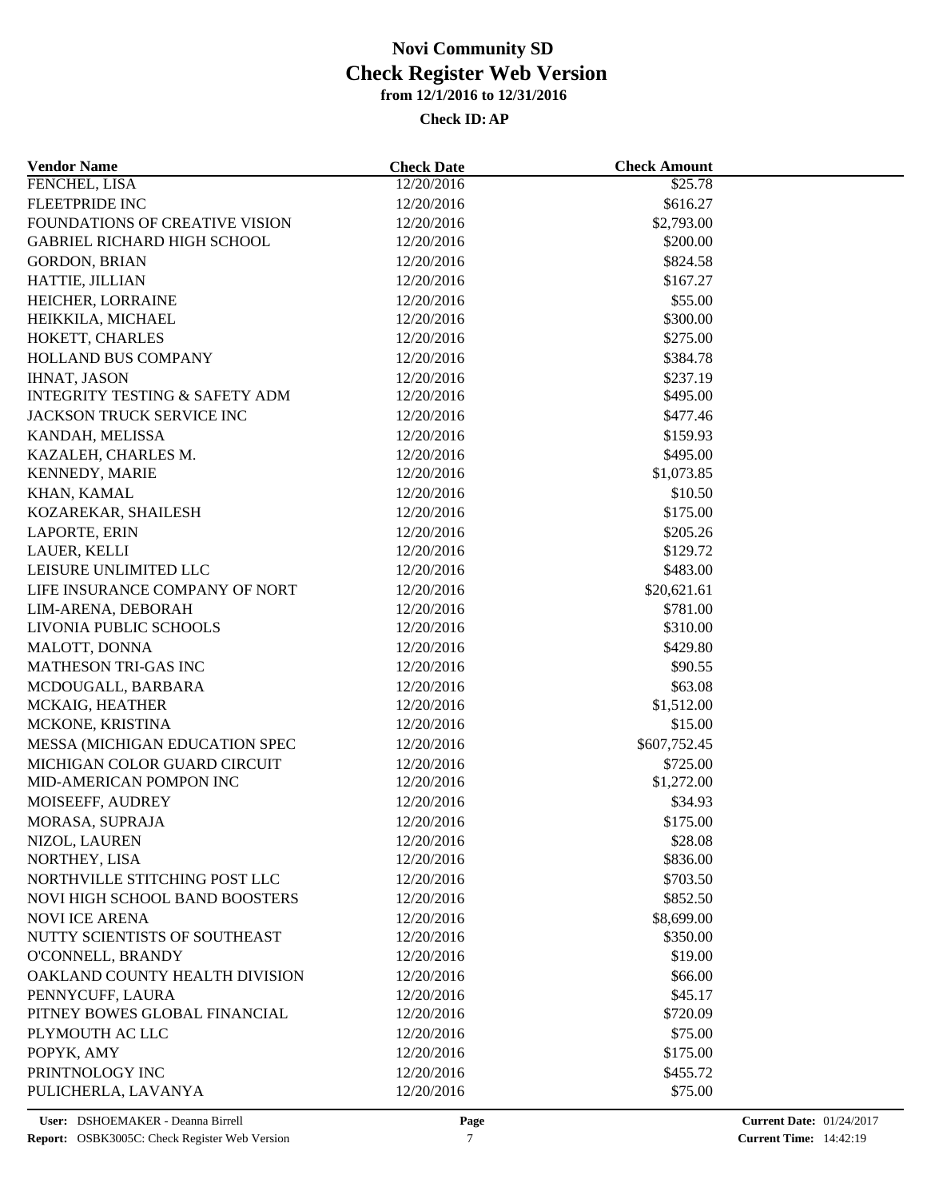# Novi Community SD
## Check Register Web Version
### from 12/1/2016 to 12/31/2016

**Check ID: AP**

| Vendor Name | Check Date | Check Amount |
|---|---|---|
| FENCHEL, LISA | 12/20/2016 | $25.78 |
| FLEETPRIDE INC | 12/20/2016 | $616.27 |
| FOUNDATIONS OF CREATIVE VISION | 12/20/2016 | $2,793.00 |
| GABRIEL RICHARD HIGH SCHOOL | 12/20/2016 | $200.00 |
| GORDON, BRIAN | 12/20/2016 | $824.58 |
| HATTIE, JILLIAN | 12/20/2016 | $167.27 |
| HEICHER, LORRAINE | 12/20/2016 | $55.00 |
| HEIKKILA, MICHAEL | 12/20/2016 | $300.00 |
| HOKETT, CHARLES | 12/20/2016 | $275.00 |
| HOLLAND BUS COMPANY | 12/20/2016 | $384.78 |
| IHNAT, JASON | 12/20/2016 | $237.19 |
| INTEGRITY TESTING & SAFETY ADM | 12/20/2016 | $495.00 |
| JACKSON TRUCK SERVICE INC | 12/20/2016 | $477.46 |
| KANDAH, MELISSA | 12/20/2016 | $159.93 |
| KAZALEH, CHARLES M. | 12/20/2016 | $495.00 |
| KENNEDY, MARIE | 12/20/2016 | $1,073.85 |
| KHAN, KAMAL | 12/20/2016 | $10.50 |
| KOZAREKAR, SHAILESH | 12/20/2016 | $175.00 |
| LAPORTE, ERIN | 12/20/2016 | $205.26 |
| LAUER, KELLI | 12/20/2016 | $129.72 |
| LEISURE UNLIMITED LLC | 12/20/2016 | $483.00 |
| LIFE INSURANCE COMPANY OF NORT | 12/20/2016 | $20,621.61 |
| LIM-ARENA, DEBORAH | 12/20/2016 | $781.00 |
| LIVONIA PUBLIC SCHOOLS | 12/20/2016 | $310.00 |
| MALOTT, DONNA | 12/20/2016 | $429.80 |
| MATHESON TRI-GAS INC | 12/20/2016 | $90.55 |
| MCDOUGALL, BARBARA | 12/20/2016 | $63.08 |
| MCKAIG, HEATHER | 12/20/2016 | $1,512.00 |
| MCKONE, KRISTINA | 12/20/2016 | $15.00 |
| MESSA (MICHIGAN EDUCATION SPEC | 12/20/2016 | $607,752.45 |
| MICHIGAN COLOR GUARD CIRCUIT | 12/20/2016 | $725.00 |
| MID-AMERICAN POMPON INC | 12/20/2016 | $1,272.00 |
| MOISEEFF, AUDREY | 12/20/2016 | $34.93 |
| MORASA, SUPRAJA | 12/20/2016 | $175.00 |
| NIZOL, LAUREN | 12/20/2016 | $28.08 |
| NORTHEY, LISA | 12/20/2016 | $836.00 |
| NORTHVILLE STITCHING POST LLC | 12/20/2016 | $703.50 |
| NOVI HIGH SCHOOL BAND BOOSTERS | 12/20/2016 | $852.50 |
| NOVI ICE ARENA | 12/20/2016 | $8,699.00 |
| NUTTY SCIENTISTS OF SOUTHEAST | 12/20/2016 | $350.00 |
| O'CONNELL, BRANDY | 12/20/2016 | $19.00 |
| OAKLAND COUNTY HEALTH DIVISION | 12/20/2016 | $66.00 |
| PENNYCUFF, LAURA | 12/20/2016 | $45.17 |
| PITNEY BOWES GLOBAL FINANCIAL | 12/20/2016 | $720.09 |
| PLYMOUTH AC LLC | 12/20/2016 | $75.00 |
| POPYK, AMY | 12/20/2016 | $175.00 |
| PRINTNOLOGY INC | 12/20/2016 | $455.72 |
| PULICHERLA, LAVANYA | 12/20/2016 | $75.00 |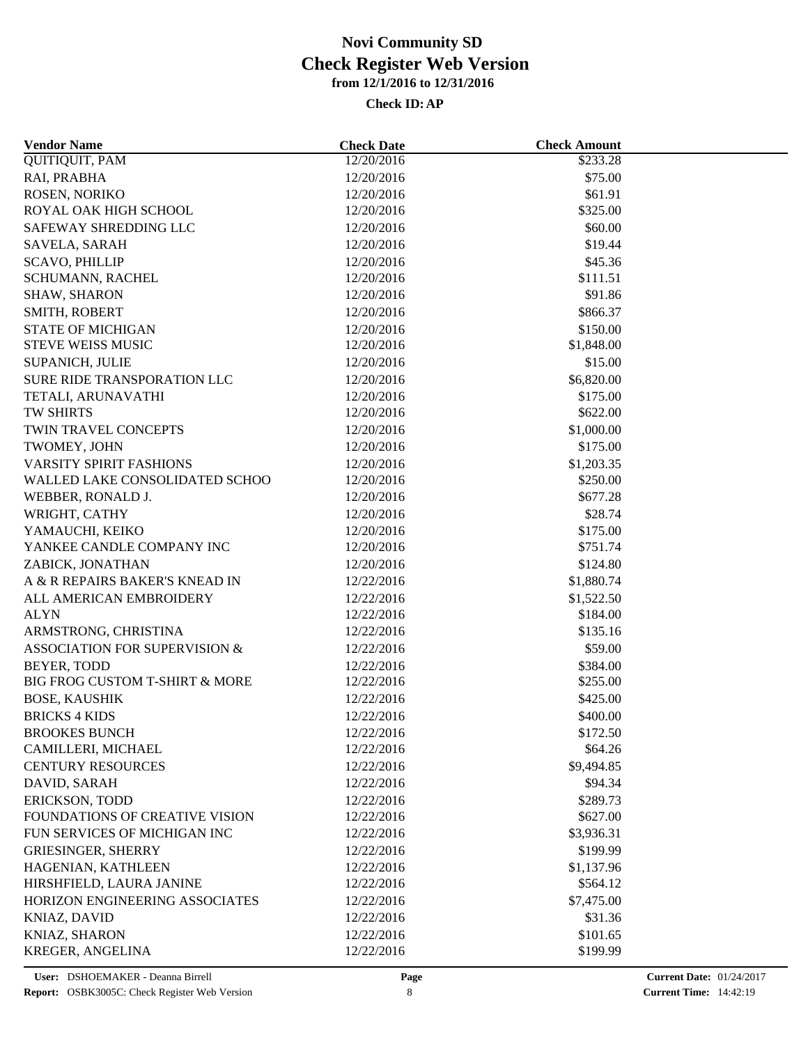# Novi Community SD
## Check Register Web Version
### from 12/1/2016 to 12/31/2016

**Check ID: AP**

| Vendor Name | Check Date | Check Amount |
|---|---|---|
| QUITIQUIT, PAM | 12/20/2016 | $233.28 |
| RAI, PRABHA | 12/20/2016 | $75.00 |
| ROSEN, NORIKO | 12/20/2016 | $61.91 |
| ROYAL OAK HIGH SCHOOL | 12/20/2016 | $325.00 |
| SAFEWAY SHREDDING LLC | 12/20/2016 | $60.00 |
| SAVELA, SARAH | 12/20/2016 | $19.44 |
| SCAVO, PHILLIP | 12/20/2016 | $45.36 |
| SCHUMANN, RACHEL | 12/20/2016 | $111.51 |
| SHAW, SHARON | 12/20/2016 | $91.86 |
| SMITH, ROBERT | 12/20/2016 | $866.37 |
| STATE OF MICHIGAN | 12/20/2016 | $150.00 |
| STEVE WEISS MUSIC | 12/20/2016 | $1,848.00 |
| SUPANICH, JULIE | 12/20/2016 | $15.00 |
| SURE RIDE TRANSPORATION LLC | 12/20/2016 | $6,820.00 |
| TETALI, ARUNAVATHI | 12/20/2016 | $175.00 |
| TW SHIRTS | 12/20/2016 | $622.00 |
| TWIN TRAVEL CONCEPTS | 12/20/2016 | $1,000.00 |
| TWOMEY, JOHN | 12/20/2016 | $175.00 |
| VARSITY SPIRIT FASHIONS | 12/20/2016 | $1,203.35 |
| WALLED LAKE CONSOLIDATED SCHOO | 12/20/2016 | $250.00 |
| WEBBER, RONALD J. | 12/20/2016 | $677.28 |
| WRIGHT, CATHY | 12/20/2016 | $28.74 |
| YAMAUCHI, KEIKO | 12/20/2016 | $175.00 |
| YANKEE CANDLE COMPANY INC | 12/20/2016 | $751.74 |
| ZABICK, JONATHAN | 12/20/2016 | $124.80 |
| A & R REPAIRS BAKER'S KNEAD IN | 12/22/2016 | $1,880.74 |
| ALL AMERICAN EMBROIDERY | 12/22/2016 | $1,522.50 |
| ALYN | 12/22/2016 | $184.00 |
| ARMSTRONG, CHRISTINA | 12/22/2016 | $135.16 |
| ASSOCIATION FOR SUPERVISION & | 12/22/2016 | $59.00 |
| BEYER, TODD | 12/22/2016 | $384.00 |
| BIG FROG CUSTOM T-SHIRT & MORE | 12/22/2016 | $255.00 |
| BOSE, KAUSHIK | 12/22/2016 | $425.00 |
| BRICKS 4 KIDS | 12/22/2016 | $400.00 |
| BROOKES BUNCH | 12/22/2016 | $172.50 |
| CAMILLERI, MICHAEL | 12/22/2016 | $64.26 |
| CENTURY RESOURCES | 12/22/2016 | $9,494.85 |
| DAVID, SARAH | 12/22/2016 | $94.34 |
| ERICKSON, TODD | 12/22/2016 | $289.73 |
| FOUNDATIONS OF CREATIVE VISION | 12/22/2016 | $627.00 |
| FUN SERVICES OF MICHIGAN INC | 12/22/2016 | $3,936.31 |
| GRIESINGER, SHERRY | 12/22/2016 | $199.99 |
| HAGENIAN, KATHLEEN | 12/22/2016 | $1,137.96 |
| HIRSHFIELD, LAURA JANINE | 12/22/2016 | $564.12 |
| HORIZON ENGINEERING ASSOCIATES | 12/22/2016 | $7,475.00 |
| KNIAZ, DAVID | 12/22/2016 | $31.36 |
| KNIAZ, SHARON | 12/22/2016 | $101.65 |
| KREGER, ANGELINA | 12/22/2016 | $199.99 |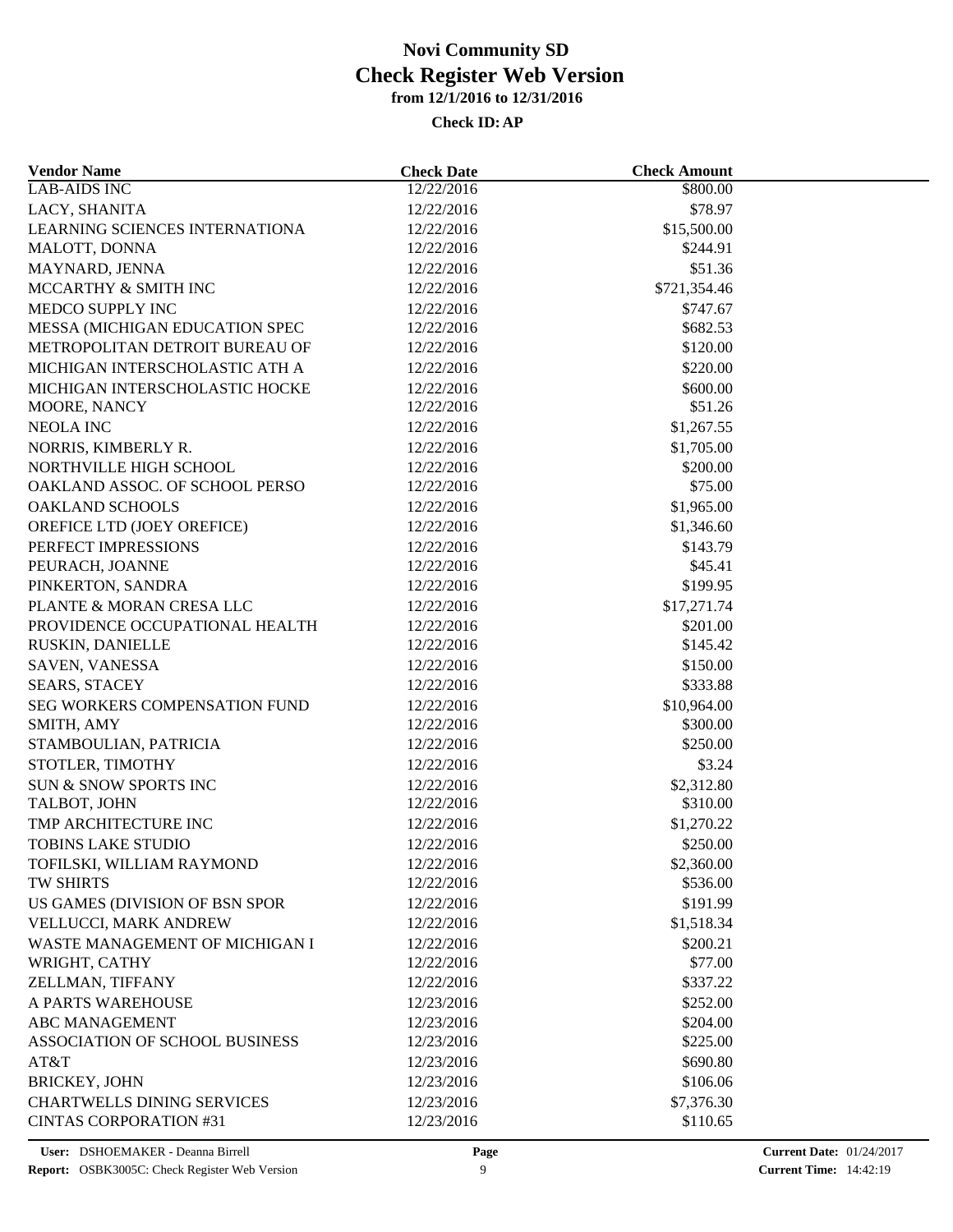# Novi Community SD
## Check Register Web Version
### from 12/1/2016 to 12/31/2016

**Check ID: AP**

| Vendor Name | Check Date | Check Amount |
|---|---|---|
| LAB-AIDS INC | 12/22/2016 | $800.00 |
| LACY, SHANITA | 12/22/2016 | $78.97 |
| LEARNING SCIENCES INTERNATIONA | 12/22/2016 | $15,500.00 |
| MALOTT, DONNA | 12/22/2016 | $244.91 |
| MAYNARD, JENNA | 12/22/2016 | $51.36 |
| MCCARTHY & SMITH INC | 12/22/2016 | $721,354.46 |
| MEDCO SUPPLY INC | 12/22/2016 | $747.67 |
| MESSA (MICHIGAN EDUCATION SPEC | 12/22/2016 | $682.53 |
| METROPOLITAN DETROIT BUREAU OF | 12/22/2016 | $120.00 |
| MICHIGAN INTERSCHOLASTIC ATH A | 12/22/2016 | $220.00 |
| MICHIGAN INTERSCHOLASTIC HOCKE | 12/22/2016 | $600.00 |
| MOORE, NANCY | 12/22/2016 | $51.26 |
| NEOLA INC | 12/22/2016 | $1,267.55 |
| NORRIS, KIMBERLY R. | 12/22/2016 | $1,705.00 |
| NORTHVILLE HIGH SCHOOL | 12/22/2016 | $200.00 |
| OAKLAND ASSOC. OF SCHOOL PERSO | 12/22/2016 | $75.00 |
| OAKLAND SCHOOLS | 12/22/2016 | $1,965.00 |
| OREFICE LTD (JOEY OREFICE) | 12/22/2016 | $1,346.60 |
| PERFECT IMPRESSIONS | 12/22/2016 | $143.79 |
| PEURACH, JOANNE | 12/22/2016 | $45.41 |
| PINKERTON, SANDRA | 12/22/2016 | $199.95 |
| PLANTE & MORAN CRESA LLC | 12/22/2016 | $17,271.74 |
| PROVIDENCE OCCUPATIONAL HEALTH | 12/22/2016 | $201.00 |
| RUSKIN, DANIELLE | 12/22/2016 | $145.42 |
| SAVEN, VANESSA | 12/22/2016 | $150.00 |
| SEARS, STACEY | 12/22/2016 | $333.88 |
| SEG WORKERS COMPENSATION FUND | 12/22/2016 | $10,964.00 |
| SMITH, AMY | 12/22/2016 | $300.00 |
| STAMBOULIAN, PATRICIA | 12/22/2016 | $250.00 |
| STOTLER, TIMOTHY | 12/22/2016 | $3.24 |
| SUN & SNOW SPORTS INC | 12/22/2016 | $2,312.80 |
| TALBOT, JOHN | 12/22/2016 | $310.00 |
| TMP ARCHITECTURE INC | 12/22/2016 | $1,270.22 |
| TOBINS LAKE STUDIO | 12/22/2016 | $250.00 |
| TOFILSKI, WILLIAM RAYMOND | 12/22/2016 | $2,360.00 |
| TW SHIRTS | 12/22/2016 | $536.00 |
| US GAMES (DIVISION OF BSN SPOR | 12/22/2016 | $191.99 |
| VELLUCCI, MARK ANDREW | 12/22/2016 | $1,518.34 |
| WASTE MANAGEMENT OF MICHIGAN I | 12/22/2016 | $200.21 |
| WRIGHT, CATHY | 12/22/2016 | $77.00 |
| ZELLMAN, TIFFANY | 12/22/2016 | $337.22 |
| A PARTS WAREHOUSE | 12/23/2016 | $252.00 |
| ABC MANAGEMENT | 12/23/2016 | $204.00 |
| ASSOCIATION OF SCHOOL BUSINESS | 12/23/2016 | $225.00 |
| AT&T | 12/23/2016 | $690.80 |
| BRICKEY, JOHN | 12/23/2016 | $106.06 |
| CHARTWELLS DINING SERVICES | 12/23/2016 | $7,376.30 |
| CINTAS CORPORATION #31 | 12/23/2016 | $110.65 |

**User:** DSHOEMAKER - Deanna Birrell
**Report:** OSBK3005C: Check Register Web Version
**Current Date:** 01/24/2017
**Current Time:** 14:42:19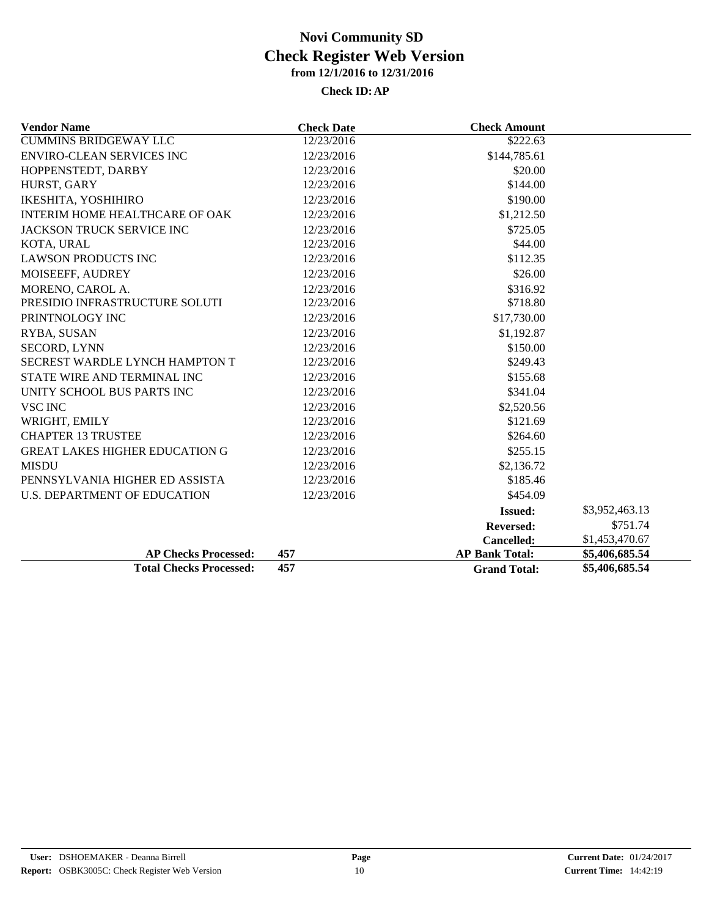# Novi Community SD
## Check Register Web Version
### from 12/1/2016 to 12/31/2016
### Check ID: AP

| Vendor Name | Check Date | Check Amount | |
|---|---|---|---|
| CUMMINS BRIDGEWAY LLC | 12/23/2016 | $222.63 | |
| ENVIRO-CLEAN SERVICES INC | 12/23/2016 | $144,785.61 | |
| HOPPENSTEDT, DARBY | 12/23/2016 | $20.00 | |
| HURST, GARY | 12/23/2016 | $144.00 | |
| IKESHITA, YOSHIHIRO | 12/23/2016 | $190.00 | |
| INTERIM HOME HEALTHCARE OF OAK | 12/23/2016 | $1,212.50 | |
| JACKSON TRUCK SERVICE INC | 12/23/2016 | $725.05 | |
| KOTA, URAL | 12/23/2016 | $44.00 | |
| LAWSON PRODUCTS INC | 12/23/2016 | $112.35 | |
| MOISEEFF, AUDREY | 12/23/2016 | $26.00 | |
| MORENO, CAROL A. | 12/23/2016 | $316.92 | |
| PRESIDIO INFRASTRUCTURE SOLUTI | 12/23/2016 | $718.80 | |
| PRINTNOLOGY INC | 12/23/2016 | $17,730.00 | |
| RYBA, SUSAN | 12/23/2016 | $1,192.87 | |
| SECORD, LYNN | 12/23/2016 | $150.00 | |
| SECREST WARDLE LYNCH HAMPTON T | 12/23/2016 | $249.43 | |
| STATE WIRE AND TERMINAL INC | 12/23/2016 | $155.68 | |
| UNITY SCHOOL BUS PARTS INC | 12/23/2016 | $341.04 | |
| VSC INC | 12/23/2016 | $2,520.56 | |
| WRIGHT, EMILY | 12/23/2016 | $121.69 | |
| CHAPTER 13 TRUSTEE | 12/23/2016 | $264.60 | |
| GREAT LAKES HIGHER EDUCATION G | 12/23/2016 | $255.15 | |
| MISDU | 12/23/2016 | $2,136.72 | |
| PENNSYLVANIA HIGHER ED ASSISTA | 12/23/2016 | $185.46 | |
| U.S. DEPARTMENT OF EDUCATION | 12/23/2016 | $454.09 | |
| | | **Issued:** | $3,952,463.13 |
| | | **Reversed:** | $751.74 |
| | | **Cancelled:** | $1,453,470.67 |
| **AP Checks Processed:** | **457** | **AP Bank Total:** | **$5,406,685.54** |
| **Total Checks Processed:** | **457** | **Grand Total:** | **$5,406,685.54** |

**User:** DSHOEMAKER - Deanna Birrell
**Report:** OSBK3005C: Check Register Web Version
**Current Date:** 01/24/2017
**Current Time:** 14:42:19